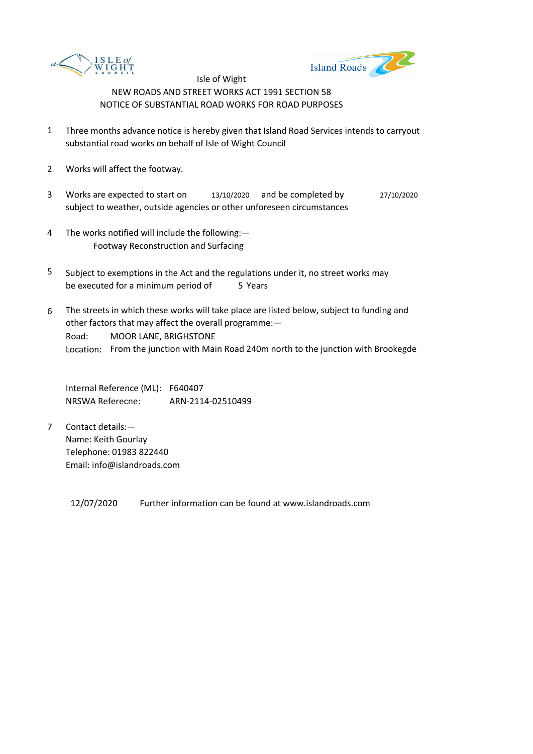Isle of Wight

NEW ROADS AND STREET WORKS ACT 1991 SECTION 58

NOTICE OF SUBSTANTIAL ROAD WORKS FOR ROAD PURPOSES

1. Three months advance notice is hereby given that Island Road Services intends to carryout substantial road works on behalf of Isle of Wight Council

2. Works will affect the footway.

3. Works are expected to start on 13/10/2020 and be completed by 27/10/2020 subject to weather, outside agencies or other unforeseen circumstances

4. The works notified will include the following:—
   Footway Reconstruction and Surfacing

5. Subject to exemptions in the Act and the regulations under it, no street works may be executed for a minimum period of 5 Years

6. The streets in which these works will take place are listed below, subject to funding and other factors that may affect the overall programme:—
   Road: MOOR LANE, BRIGHSTONE
   Location: From the junction with Main Road 240m north to the junction with Brookegde

   Internal Reference (ML): F640407
   NRSWA Referecne: ARN-2114-02510499

7. Contact details:—
   Name: Keith Gourlay
   Telephone: 01983 822440
   Email: info@islandroads.com

12/07/2020 Further information can be found at www.islandroads.com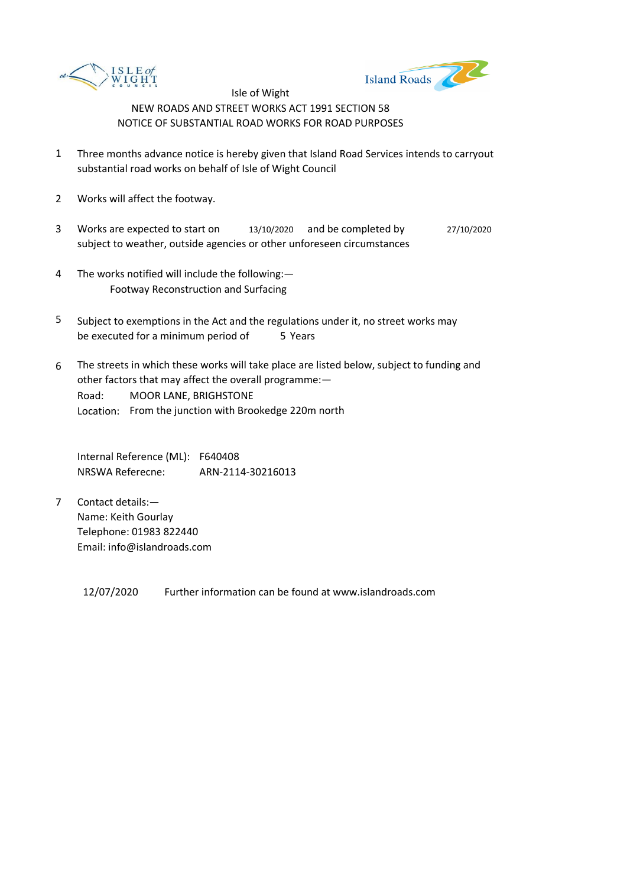Isle of Wight

NEW ROADS AND STREET WORKS ACT 1991 SECTION 58

NOTICE OF SUBSTANTIAL ROAD WORKS FOR ROAD PURPOSES

1. Three months advance notice is hereby given that Island Road Services intends to carryout substantial road works on behalf of Isle of Wight Council

2. Works will affect the footway.

3. Works are expected to start on 13/10/2020 and be completed by 27/10/2020 subject to weather, outside agencies or other unforeseen circumstances

4. The works notified will include the following:—
   Footway Reconstruction and Surfacing

5. Subject to exemptions in the Act and the regulations under it, no street works may be executed for a minimum period of 5 Years

6. The streets in which these works will take place are listed below, subject to funding and other factors that may affect the overall programme:—
   Road: MOOR LANE, BRIGHSTONE
   Location: From the junction with Brookedge 220m north

   Internal Reference (ML): F640408
   NRSWA Referecne: ARN-2114-30216013

7. Contact details:—
   Name: Keith Gourlay
   Telephone: 01983 822440
   Email: info@islandroads.com

12/07/2020 Further information can be found at www.islandroads.com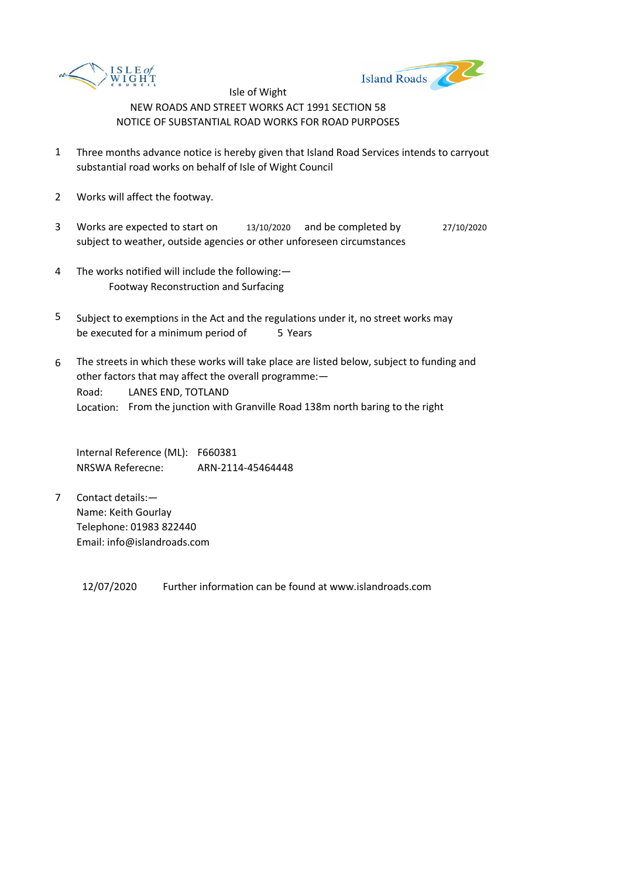Isle of Wight

NEW ROADS AND STREET WORKS ACT 1991 SECTION 58

NOTICE OF SUBSTANTIAL ROAD WORKS FOR ROAD PURPOSES

1. Three months advance notice is hereby given that Island Road Services intends to carryout substantial road works on behalf of Isle of Wight Council

2. Works will affect the footway.

3. Works are expected to start on 13/10/2020 and be completed by 27/10/2020 subject to weather, outside agencies or other unforeseen circumstances

4. The works notified will include the following:—
   Footway Reconstruction and Surfacing

5. Subject to exemptions in the Act and the regulations under it, no street works may be executed for a minimum period of 5 Years

6. The streets in which these works will take place are listed below, subject to funding and other factors that may affect the overall programme:—
   Road: LANES END, TOTLAND
   Location: From the junction with Granville Road 138m north baring to the right

   Internal Reference (ML): F660381
   NRSWA Referecne: ARN-2114-45464448

7. Contact details:—
   Name: Keith Gourlay
   Telephone: 01983 822440
   Email: info@islandroads.com

12/07/2020 Further information can be found at www.islandroads.com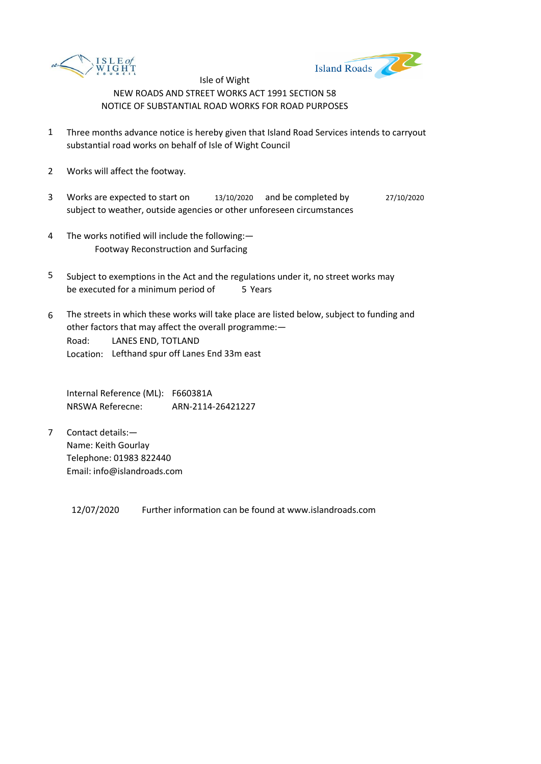Isle of Wight

NEW ROADS AND STREET WORKS ACT 1991 SECTION 58

NOTICE OF SUBSTANTIAL ROAD WORKS FOR ROAD PURPOSES

1. Three months advance notice is hereby given that Island Road Services intends to carryout substantial road works on behalf of Isle of Wight Council

2. Works will affect the footway.

3. Works are expected to start on 13/10/2020 and be completed by 27/10/2020 subject to weather, outside agencies or other unforeseen circumstances

4. The works notified will include the following:—
   Footway Reconstruction and Surfacing

5. Subject to exemptions in the Act and the regulations under it, no street works may be executed for a minimum period of 5 Years

6. The streets in which these works will take place are listed below, subject to funding and other factors that may affect the overall programme:—
   Road: LANES END, TOTLAND
   Location: Lefthand spur off Lanes End 33m east

   Internal Reference (ML): F660381A
   NRSWA Referecne: ARN-2114-26421227

7. Contact details:—
   Name: Keith Gourlay
   Telephone: 01983 822440
   Email: info@islandroads.com

12/07/2020 Further information can be found at www.islandroads.com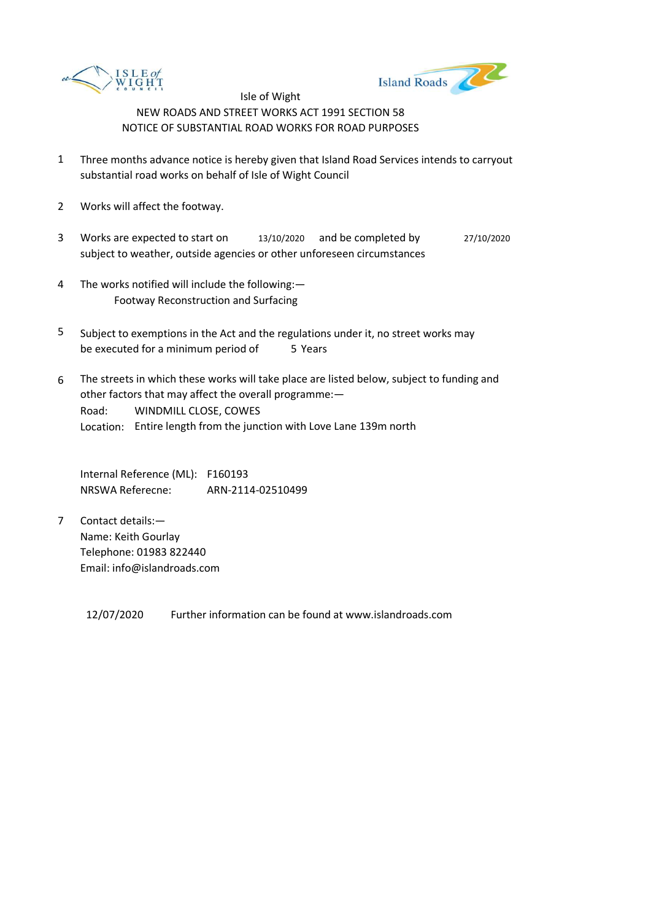Isle of Wight

NEW ROADS AND STREET WORKS ACT 1991 SECTION 58

NOTICE OF SUBSTANTIAL ROAD WORKS FOR ROAD PURPOSES

1. Three months advance notice is hereby given that Island Road Services intends to carryout substantial road works on behalf of Isle of Wight Council

2. Works will affect the footway.

3. Works are expected to start on 13/10/2020 and be completed by 27/10/2020 subject to weather, outside agencies or other unforeseen circumstances

4. The works notified will include the following:—
   
   Footway Reconstruction and Surfacing

5. Subject to exemptions in the Act and the regulations under it, no street works may be executed for a minimum period of 5 Years

6. The streets in which these works will take place are listed below, subject to funding and other factors that may affect the overall programme:—
   
   Road: WINDMILL CLOSE, COWES
   
   Location: Entire length from the junction with Love Lane 139m north

   Internal Reference (ML): F160193
   
   NRSWA Referecne: ARN-2114-02510499

7. Contact details:—
   
   Name: Keith Gourlay
   
   Telephone: 01983 822440
   
   Email: info@islandroads.com

12/07/2020 Further information can be found at www.islandroads.com